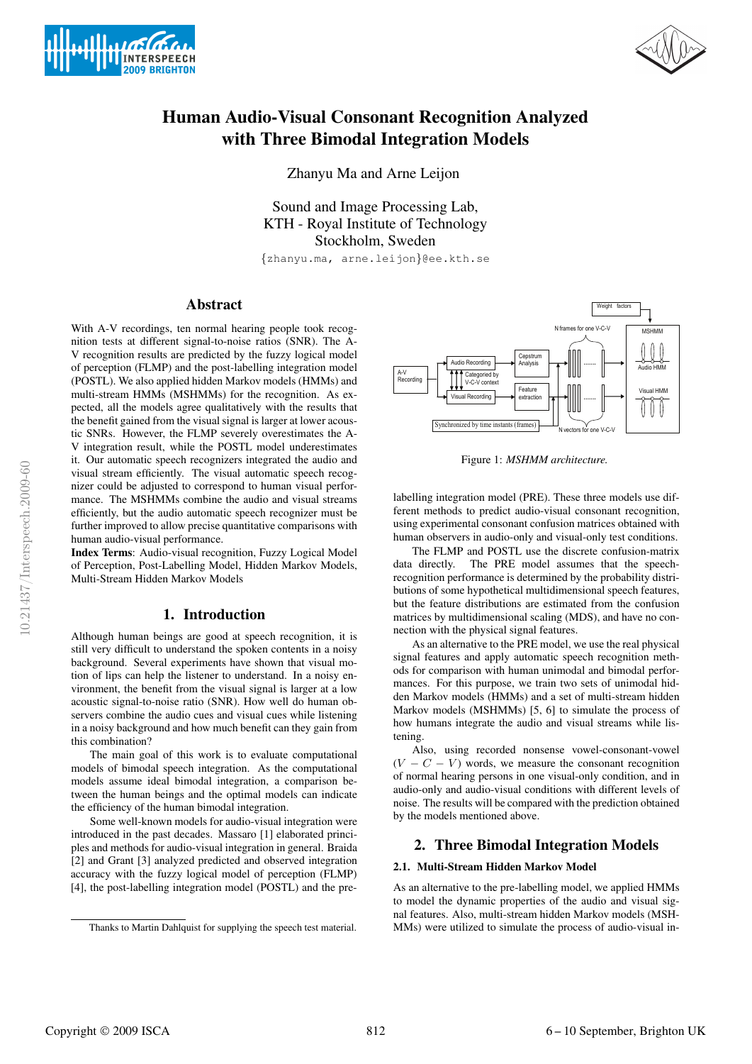# Human Audio-Visual Consonant Recognition Analyzed with Three Bimodal Integration Models

Zhanyu Ma and Arne Leijon

Sound and Image Processing Lab,
KTH - Royal Institute of Technology
Stockholm, Sweden

{zhanyu.ma, arne.leijon}@ee.kth.se

## Abstract

With A-V recordings, ten normal hearing people took recognition tests at different signal-to-noise ratios (SNR). The A-V recognition results are predicted by the fuzzy logical model of perception (FLMP) and the post-labelling integration model (POSTL). We also applied hidden Markov models (HMMs) and multi-stream HMMs (MSHMMs) for the recognition. As expected, all the models agree qualitatively with the results that the benefit gained from the visual signal is larger at lower acoustic SNRs. However, the FLMP severely overestimates the A-V integration result, while the POSTL model underestimates it. Our automatic speech recognizers integrated the audio and visual stream efficiently. The visual automatic speech recognizer could be adjusted to correspond to human visual performance. The MSHMMs combine the audio and visual streams efficiently, but the audio automatic speech recognizer must be further improved to allow precise quantitative comparisons with human audio-visual performance.

**Index Terms**: Audio-visual recognition, Fuzzy Logical Model of Perception, Post-Labelling Model, Hidden Markov Models, Multi-Stream Hidden Markov Models

## 1. Introduction

Although human beings are good at speech recognition, it is still very difficult to understand the spoken contents in a noisy background. Several experiments have shown that visual motion of lips can help the listener to understand. In a noisy environment, the benefit from the visual signal is larger at a low acoustic signal-to-noise ratio (SNR). How well do human observers combine the audio cues and visual cues while listening in a noisy background and how much benefit can they gain from this combination?

The main goal of this work is to evaluate computational models of bimodal speech integration. As the computational models assume ideal bimodal integration, a comparison between the human beings and the optimal models can indicate the efficiency of the human bimodal integration.

Some well-known models for audio-visual integration were introduced in the past decades. Massaro [1] elaborated principles and methods for audio-visual integration in general. Braida [2] and Grant [3] analyzed predicted and observed integration accuracy with the fuzzy logical model of perception (FLMP) [4], the post-labelling integration model (POSTL) and the pre-labelling integration model (PRE). These three models use different methods to predict audio-visual consonant recognition, using experimental consonant confusion matrices obtained with human observers in audio-only and visual-only test conditions.

Figure 1: *MSHMM architecture.*

The FLMP and POSTL use the discrete confusion-matrix data directly. The PRE model assumes that the speech-recognition performance is determined by the probability distributions of some hypothetical multidimensional speech features, but the feature distributions are estimated from the confusion matrices by multidimensional scaling (MDS), and have no connection with the physical signal features.

As an alternative to the PRE model, we use the real physical signal features and apply automatic speech recognition methods for comparison with human unimodal and bimodal performances. For this purpose, we train two sets of unimodal hidden Markov models (HMMs) and a set of multi-stream hidden Markov models (MSHMMs) [5, 6] to simulate the process of how humans integrate the audio and visual streams while listening.

Also, using recorded nonsense vowel-consonant-vowel ($V-C-V$) words, we measure the consonant recognition of normal hearing persons in one visual-only condition, and in audio-only and audio-visual conditions with different levels of noise. The results will be compared with the prediction obtained by the models mentioned above.

## 2. Three Bimodal Integration Models

### 2.1. Multi-Stream Hidden Markov Model

As an alternative to the pre-labelling model, we applied HMMs to model the dynamic properties of the audio and visual signal features. Also, multi-stream hidden Markov models (MSHMMs) were utilized to simulate the process of audio-visual in-

Thanks to Martin Dahlquist for supplying the speech test material.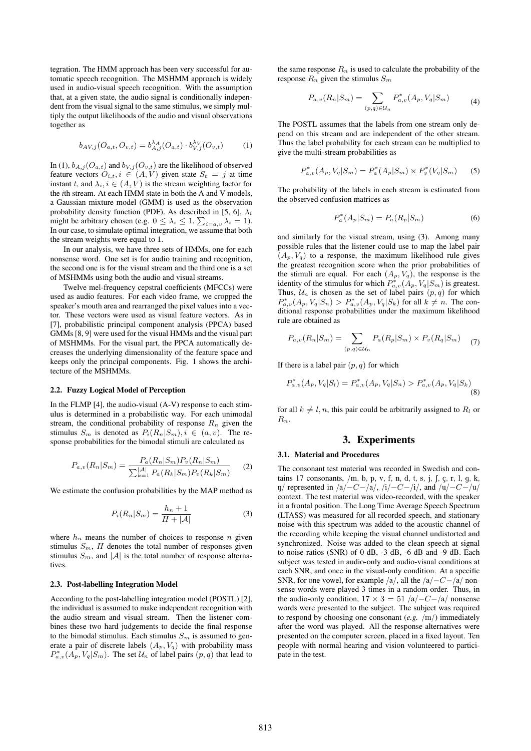tegration. The HMM approach has been very successful for automatic speech recognition. The MSHMM approach is widely used in audio-visual speech recognition. With the assumption that, at a given state, the audio signal is conditionally independent from the visual signal to the same stimulus, we simply multiply the output likelihoods of the audio and visual observations together as

$$b_{AV,j}(O_{a,t}, O_{v,t}) = b_{A,j}^{\lambda_A}(O_{a,t}) \cdot b_{V,j}^{\lambda_V}(O_{v,t}) \tag{1}$$

In (1), $b_{A,j}(O_{a,t})$ and $b_{V,j}(O_{v,t})$ are the likelihood of observed feature vectors $O_{i,t}, i \in (A, V)$ given state $S_t = j$ at time instant $t$, and $\lambda_i, i \in (A, V)$ is the stream weighting factor for the *i*th stream. At each HMM state in both the A and V models, a Gaussian mixture model (GMM) is used as the observation probability density function (PDF). As described in [5, 6], $\lambda_i$ might be arbitrary chosen (e.g. $0 \leq \lambda_i \leq 1, \sum_{i=a,v} \lambda_i = 1$). In our case, to simulate optimal integration, we assume that both the stream weights were equal to 1.

In our analysis, we have three sets of HMMs, one for each nonsense word. One set is for audio training and recognition, the second one is for the visual stream and the third one is a set of MSHMMs using both the audio and visual streams.

Twelve mel-frequency cepstral coefficients (MFCCs) were used as audio features. For each video frame, we cropped the speaker's mouth area and rearranged the pixel values into a vector. These vectors were used as visual feature vectors. As in [7], probabilistic principal component analysis (PPCA) based GMMs [8, 9] were used for the visual HMMs and the visual part of MSHMMs. For the visual part, the PPCA automatically decreases the underlying dimensionality of the feature space and keeps only the principal components. Fig. 1 shows the architecture of the MSHMMs.

### 2.2. Fuzzy Logical Model of Perception

In the FLMP [4], the audio-visual (A-V) response to each stimulus is determined in a probabilistic way. For each unimodal stream, the conditional probability of response $R_n$ given the stimulus $S_m$ is denoted as $P_i(R_n|S_m), i \in (a, v)$. The response probabilities for the bimodal stimuli are calculated as

$$P_{a,v}(R_n|S_m) = \frac{P_a(R_n|S_m)P_v(R_n|S_m)}{\sum_{k=1}^{|\mathcal{A}|} P_a(R_k|S_m)P_v(R_k|S_m)} \tag{2}$$

We estimate the confusion probabilities by the MAP method as

$$P_i(R_n|S_m) = \frac{h_n + 1}{H + |\mathcal{A}|} \tag{3}$$

where $h_n$ means the number of choices to response $n$ given stimulus $S_m$, $H$ denotes the total number of responses given stimulus $S_m$, and $|\mathcal{A}|$ is the total number of response alternatives.

### 2.3. Post-labelling Integration Model

According to the post-labelling integration model (POSTL) [2], the individual is assumed to make independent recognition with the audio stream and visual stream. Then the listener combines these two hard judgements to decide the final response to the bimodal stimulus. Each stimulus $S_m$ is assumed to generate a pair of discrete labels $(A_p, V_q)$ with probability mass $P_{a,v}^*(A_p, V_q|S_m)$. The set $\mathcal{U}_n$ of label pairs $(p, q)$ that lead to the same response $R_n$ is used to calculate the probability of the response $R_n$ given the stimulus $S_m$

$$P_{a,v}(R_n|S_m) = \sum_{(p,q)\in\mathcal{U}_n} P_{a,v}^*(A_p, V_q|S_m) \tag{4}$$

The POSTL assumes that the labels from one stream only depend on this stream and are independent of the other stream. Thus the label probability for each stream can be multiplied to give the multi-stream probabilities as

$$P_{a,v}^*(A_p, V_q|S_m) = P_a^*(A_p|S_m) \times P_v^*(V_q|S_m) \tag{5}$$

The probability of the labels in each stream is estimated from the observed confusion matrices as

$$P_a^*(A_p|S_m) = P_a(R_p|S_m) \tag{6}$$

and similarly for the visual stream, using (3). Among many possible rules that the listener could use to map the label pair $(A_p, V_q)$ to a response, the maximum likelihood rule gives the greatest recognition score when the prior probabilities of the stimuli are equal. For each $(A_p, V_q)$, the response is the identity of the stimulus for which $P_{a,v}^*(A_p, V_q|S_m)$ is greatest. Thus, $\mathcal{U}_n$ is chosen as the set of label pairs $(p, q)$ for which $P_{a,v}^*(A_p, V_q|S_n) > P_{a,v}^*(A_p, V_q|S_k)$ for all $k \neq n$. The conditional response probabilities under the maximum likelihood rule are obtained as

$$P_{a,v}(R_n|S_m) = \sum_{(p,q)\in\mathcal{U}_n} P_a(R_p|S_m) \times P_v(R_q|S_m) \tag{7}$$

If there is a label pair $(p, q)$ for which

$$P_{a,v}^*(A_p, V_q|S_l) = P_{a,v}^*(A_p, V_q|S_n) > P_{a,v}^*(A_p, V_q|S_k) \tag{8}$$

for all $k \neq l, n$, this pair could be arbitrarily assigned to $R_l$ or $R_n$.

## 3. Experiments

### 3.1. Material and Procedures

The consonant test material was recorded in Swedish and contains 17 consonants, /m, b, p, v, f, n, d, t, s, j, ʃ, ç, r, l, g, k, ŋ/ represented in /a/$-C-$/a/, /i/$-C-$/i/, and /u/$-C-$/u/ context. The test material was video-recorded, with the speaker in a frontal position. The Long Time Average Speech Spectrum (LTASS) was measured for all recorded speech, and stationary noise with this spectrum was added to the acoustic channel of the recording while keeping the visual channel undistorted and synchronized. Noise was added to the clean speech at signal to noise ratios (SNR) of 0 dB, -3 dB, -6 dB and -9 dB. Each subject was tested in audio-only and audio-visual conditions at each SNR, and once in the visual-only condition. At a specific SNR, for one vowel, for example /a/, all the /a/$-C-$/a/ nonsense words were played 3 times in a random order. Thus, in the audio-only condition, $17 \times 3 = 51$ /a/$-C-$/a/ nonsense words were presented to the subject. The subject was required to respond by choosing one consonant (*e.g.* /m/) immediately after the word was played. All the response alternatives were presented on the computer screen, placed in a fixed layout. Ten people with normal hearing and vision volunteered to participate in the test.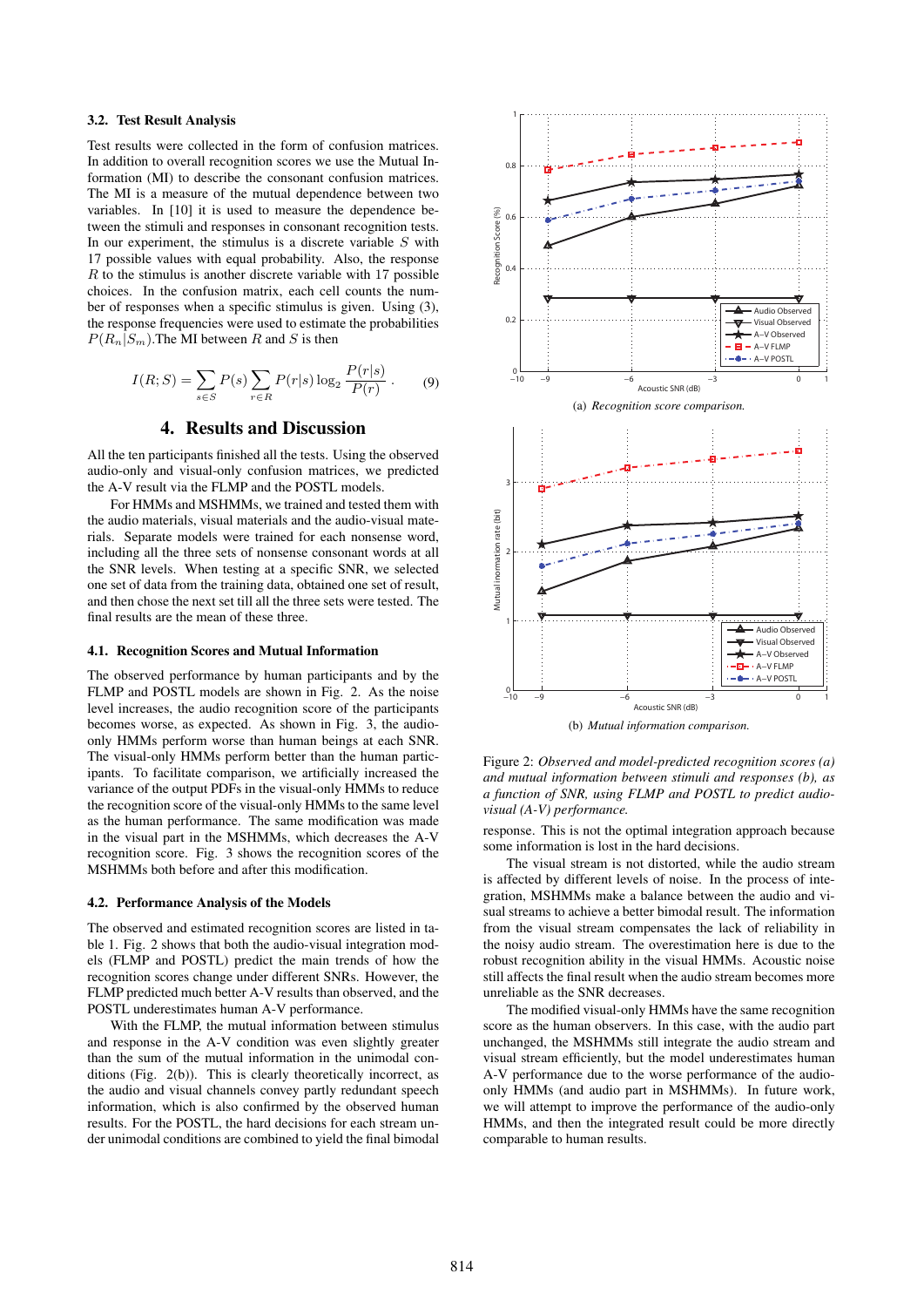### 3.2. Test Result Analysis

Test results were collected in the form of confusion matrices. In addition to overall recognition scores we use the Mutual Information (MI) to describe the consonant confusion matrices. The MI is a measure of the mutual dependence between two variables. In [10] it is used to measure the dependence between the stimuli and responses in consonant recognition tests. In our experiment, the stimulus is a discrete variable $S$ with 17 possible values with equal probability. Also, the response $R$ to the stimulus is another discrete variable with 17 possible choices. In the confusion matrix, each cell counts the number of responses when a specific stimulus is given. Using (3), the response frequencies were used to estimate the probabilities $P(R_n|S_m)$.The MI between $R$ and $S$ is then

$$I(R;S) = \sum_{s \in S} P(s) \sum_{r \in R} P(r|s) \log_2 \frac{P(r|s)}{P(r)}. \tag{9}$$

## 4. Results and Discussion

All the ten participants finished all the tests. Using the observed audio-only and visual-only confusion matrices, we predicted the A-V result via the FLMP and the POSTL models.

For HMMs and MSHMMs, we trained and tested them with the audio materials, visual materials and the audio-visual materials. Separate models were trained for each nonsense word, including all the three sets of nonsense consonant words at all the SNR levels. When testing at a specific SNR, we selected one set of data from the training data, obtained one set of result, and then chose the next set till all the three sets were tested. The final results are the mean of these three.

### 4.1. Recognition Scores and Mutual Information

The observed performance by human participants and by the FLMP and POSTL models are shown in Fig. 2. As the noise level increases, the audio recognition score of the participants becomes worse, as expected. As shown in Fig. 3, the audio-only HMMs perform worse than human beings at each SNR. The visual-only HMMs perform better than the human participants. To facilitate comparison, we artificially increased the variance of the output PDFs in the visual-only HMMs to reduce the recognition score of the visual-only HMMs to the same level as the human performance. The same modification was made in the visual part in the MSHMMs, which decreases the A-V recognition score. Fig. 3 shows the recognition scores of the MSHMMs both before and after this modification.

### 4.2. Performance Analysis of the Models

The observed and estimated recognition scores are listed in table 1. Fig. 2 shows that both the audio-visual integration models (FLMP and POSTL) predict the main trends of how the recognition scores change under different SNRs. However, the FLMP predicted much better A-V results than observed, and the POSTL underestimates human A-V performance.

With the FLMP, the mutual information between stimulus and response in the A-V condition was even slightly greater than the sum of the mutual information in the unimodal conditions (Fig. 2(b)). This is clearly theoretically incorrect, as the audio and visual channels convey partly redundant speech information, which is also confirmed by the observed human results. For the POSTL, the hard decisions for each stream under unimodal conditions are combined to yield the final bimodal response. This is not the optimal integration approach because some information is lost in the hard decisions.

The visual stream is not distorted, while the audio stream is affected by different levels of noise. In the process of integration, MSHMMs make a balance between the audio and visual streams to achieve a better bimodal result. The information from the visual stream compensates the lack of reliability in the noisy audio stream. The overestimation here is due to the robust recognition ability in the visual HMMs. Acoustic noise still affects the final result when the audio stream becomes more unreliable as the SNR decreases.

The modified visual-only HMMs have the same recognition score as the human observers. In this case, with the audio part unchanged, the MSHMMs still integrate the audio stream and visual stream efficiently, but the model underestimates human A-V performance due to the worse performance of the audio-only HMMs (and audio part in MSHMMs). In future work, we will attempt to improve the performance of the audio-only HMMs, and then the integrated result could be more directly comparable to human results.

(a) *Recognition score comparison.*

(b) *Mutual information comparison.*

Figure 2: *Observed and model-predicted recognition scores (a) and mutual information between stimuli and responses (b), as a function of SNR, using FLMP and POSTL to predict audio-visual (A-V) performance.*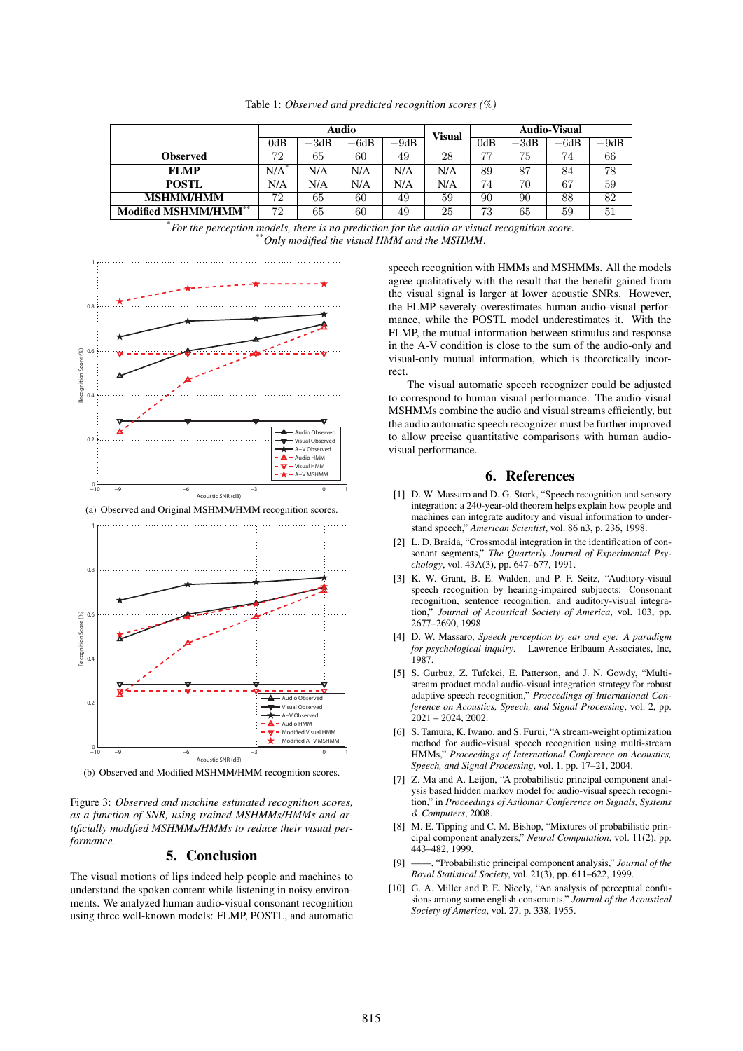Table 1: *Observed and predicted recognition scores (%)*

| | Audio | | | | Visual | Audio-Visual | | | |
|---|---|---|---|---|---|---|---|---|---|
| | 0dB | −3dB | −6dB | −9dB | | 0dB | −3dB | −6dB | −9dB |
| **Observed** | 72 | 65 | 60 | 49 | 28 | 77 | 75 | 74 | 66 |
| **FLMP** | N/A* | N/A | N/A | N/A | N/A | 89 | 87 | 84 | 78 |
| **POSTL** | N/A | N/A | N/A | N/A | N/A | 74 | 70 | 67 | 59 |
| **MSHMM/HMM** | 72 | 65 | 60 | 49 | 59 | 90 | 90 | 88 | 82 |
| **Modified MSHMM/HMM**** | 72 | 65 | 60 | 49 | 25 | 73 | 65 | 59 | 51 |

*\*For the perception models, there is no prediction for the audio or visual recognition score.*
*\*\*Only modified the visual HMM and the MSHMM.*

Recognition Score (%)
Acoustic SNR (dB)
Audio Observed
Visual Observed
A−V Observed
Audio HMM
Visual HMM
A−V MSHMM

(a) Observed and Original MSHMM/HMM recognition scores.

Recognition Score (%)
Acoustic SNR (dB)
Audio Observed
Visual Observed
A−V Observed
Audio HMM
Modified Visual HMM
Modified A−V MSHMM

(b) Observed and Modified MSHMM/HMM recognition scores.

Figure 3: *Observed and machine estimated recognition scores, as a function of SNR, using trained MSHMMs/HMMs and artificially modified MSHMMs/HMMs to reduce their visual performance.*

## 5. Conclusion

The visual motions of lips indeed help people and machines to understand the spoken content while listening in noisy environments. We analyzed human audio-visual consonant recognition using three well-known models: FLMP, POSTL, and automatic speech recognition with HMMs and MSHMMs. All the models agree qualitatively with the result that the benefit gained from the visual signal is larger at lower acoustic SNRs. However, the FLMP severely overestimates human audio-visual performance, while the POSTL model underestimates it. With the FLMP, the mutual information between stimulus and response in the A-V condition is close to the sum of the audio-only and visual-only mutual information, which is theoretically incorrect.

The visual automatic speech recognizer could be adjusted to correspond to human visual performance. The audio-visual MSHMMs combine the audio and visual streams efficiently, but the audio automatic speech recognizer must be further improved to allow precise quantitative comparisons with human audio-visual performance.

## 6. References

[1] D. W. Massaro and D. G. Stork, "Speech recognition and sensory integration: a 240-year-old theorem helps explain how people and machines can integrate auditory and visual information to understand speech," *American Scientist*, vol. 86 n3, p. 236, 1998.

[2] L. D. Braida, "Crossmodal integration in the identification of consonant segments," *The Quarterly Journal of Experimental Psychology*, vol. 43A(3), pp. 647–677, 1991.

[3] K. W. Grant, B. E. Walden, and P. F. Seitz, "Auditory-visual speech recognition by hearing-impaired subjects: Consonant recognition, sentence recognition, and auditory-visual integration," *Journal of Acoustical Society of America*, vol. 103, pp. 2677–2690, 1998.

[4] D. W. Massaro, *Speech perception by ear and eye: A paradigm for psychological inquiry*. Lawrence Erlbaum Associates, Inc, 1987.

[5] S. Gurbuz, Z. Tufekci, E. Patterson, and J. N. Gowdy, "Multi-stream product modal audio-visual integration strategy for robust adaptive speech recognition," *Proceedings of International Conference on Acoustics, Speech, and Signal Processing*, vol. 2, pp. 2021 – 2024, 2002.

[6] S. Tamura, K. Iwano, and S. Furui, "A stream-weight optimization method for audio-visual speech recognition using multi-stream HMMs," *Proceedings of International Conference on Acoustics, Speech, and Signal Processing*, vol. 1, pp. 17–21, 2004.

[7] Z. Ma and A. Leijon, "A probabilistic principal component analysis based hidden markov model for audio-visual speech recognition," in *Proceedings of Asilomar Conference on Signals, Systems & Computers*, 2008.

[8] M. E. Tipping and C. M. Bishop, "Mixtures of probabilistic principal component analyzers," *Neural Computation*, vol. 11(2), pp. 443–482, 1999.

[9] ——, "Probabilistic principal component analysis," *Journal of the Royal Statistical Society*, vol. 21(3), pp. 611–622, 1999.

[10] G. A. Miller and P. E. Nicely, "An analysis of perceptual confusions among some english consonants," *Journal of the Acoustical Society of America*, vol. 27, p. 338, 1955.